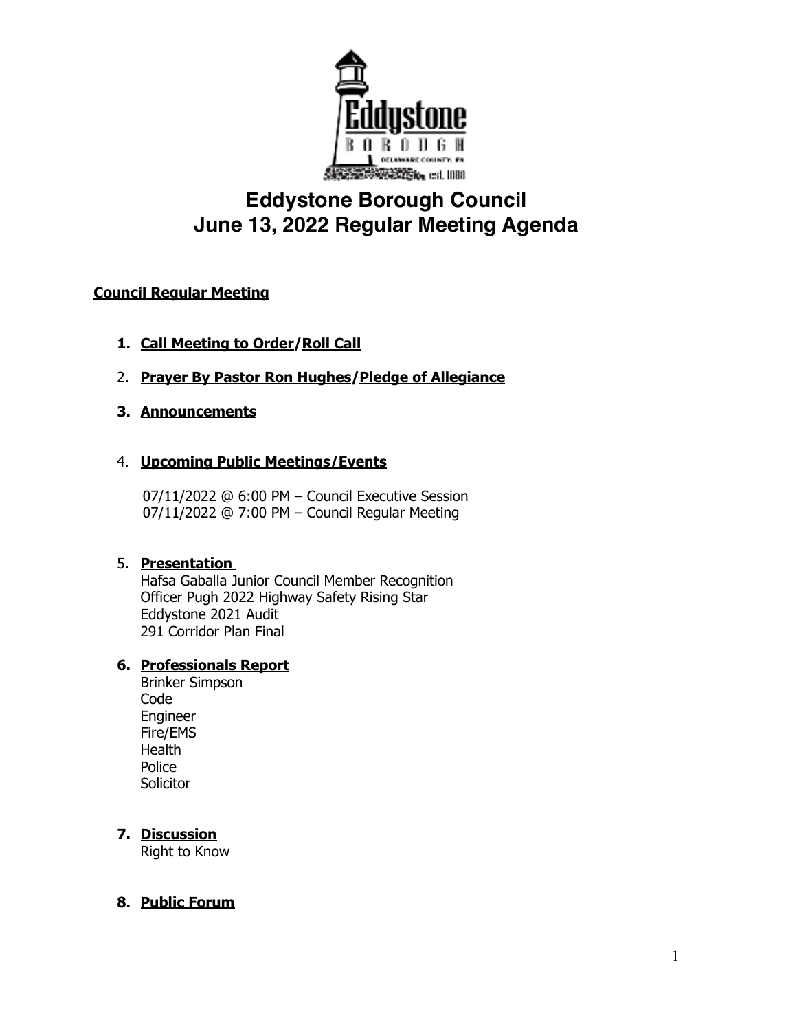# Eddystone Borough Council
# June 13, 2022 Regular Meeting Agenda

**Council Regular Meeting**

1. **Call Meeting to Order/Roll Call**
2. **Prayer By Pastor Ron Hughes/Pledge of Allegiance**
3. **Announcements**
4. **Upcoming Public Meetings/Events**

   07/11/2022 @ 6:00 PM – Council Executive Session
   07/11/2022 @ 7:00 PM – Council Regular Meeting

5. **Presentation**
   Hafsa Gaballa Junior Council Member Recognition
   Officer Pugh 2022 Highway Safety Rising Star
   Eddystone 2021 Audit
   291 Corridor Plan Final

6. **Professionals Report**
   Brinker Simpson
   Code
   Engineer
   Fire/EMS
   Health
   Police
   Solicitor

7. **Discussion**
   Right to Know

8. **Public Forum**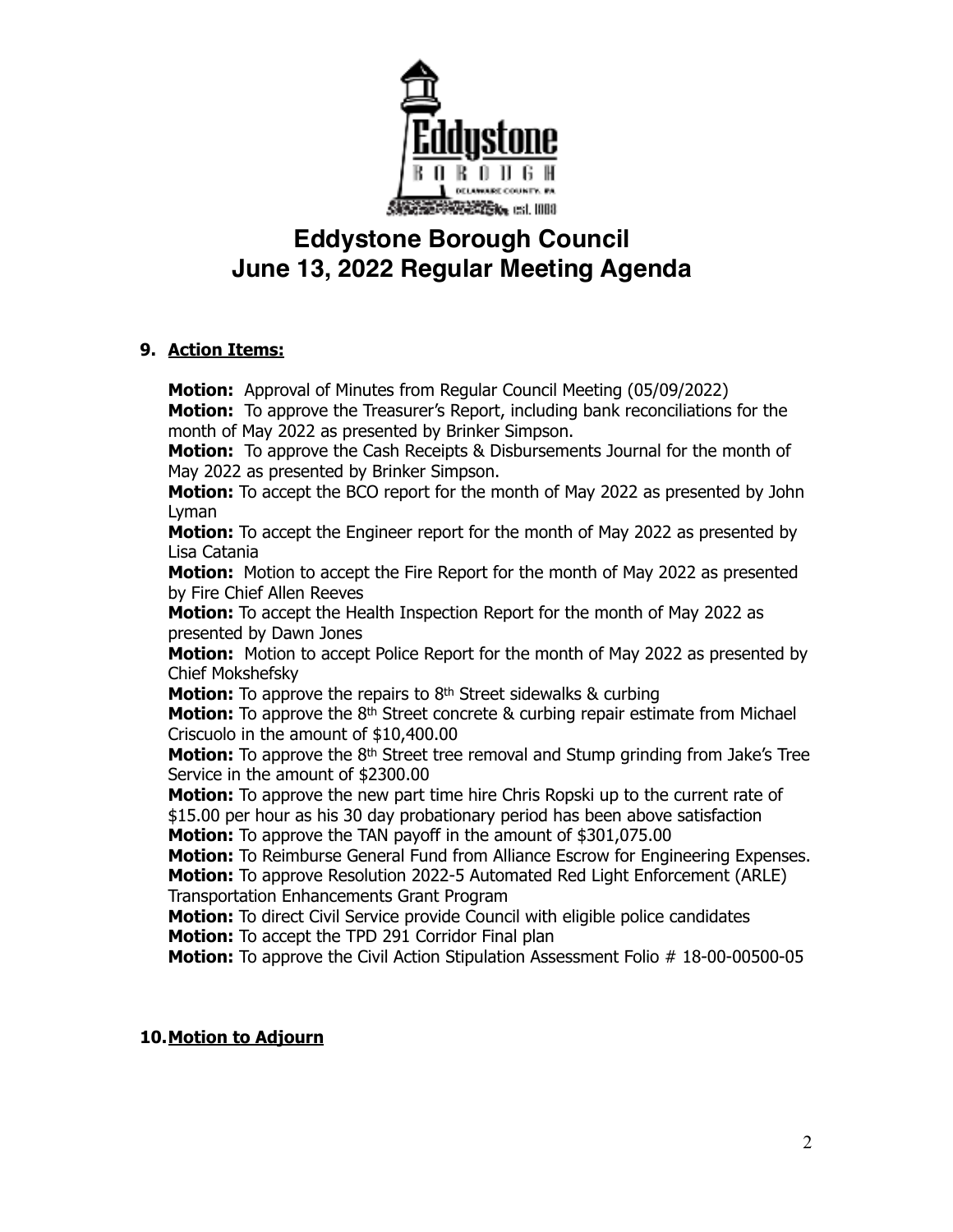# Eddystone Borough Council
# June 13, 2022 Regular Meeting Agenda

**9. Action Items:**

**Motion:** Approval of Minutes from Regular Council Meeting (05/09/2022)
**Motion:** To approve the Treasurer's Report, including bank reconciliations for the month of May 2022 as presented by Brinker Simpson.
**Motion:** To approve the Cash Receipts & Disbursements Journal for the month of May 2022 as presented by Brinker Simpson.
**Motion:** To accept the BCO report for the month of May 2022 as presented by John Lyman
**Motion:** To accept the Engineer report for the month of May 2022 as presented by Lisa Catania
**Motion:** Motion to accept the Fire Report for the month of May 2022 as presented by Fire Chief Allen Reeves
**Motion:** To accept the Health Inspection Report for the month of May 2022 as presented by Dawn Jones
**Motion:** Motion to accept Police Report for the month of May 2022 as presented by Chief Mokshefsky
**Motion:** To approve the repairs to 8th Street sidewalks & curbing
**Motion:** To approve the 8th Street concrete & curbing repair estimate from Michael Criscuolo in the amount of $10,400.00
**Motion:** To approve the 8th Street tree removal and Stump grinding from Jake's Tree Service in the amount of $2300.00
**Motion:** To approve the new part time hire Chris Ropski up to the current rate of $15.00 per hour as his 30 day probationary period has been above satisfaction
**Motion:** To approve the TAN payoff in the amount of $301,075.00
**Motion:** To Reimburse General Fund from Alliance Escrow for Engineering Expenses.
**Motion:** To approve Resolution 2022-5 Automated Red Light Enforcement (ARLE) Transportation Enhancements Grant Program
**Motion:** To direct Civil Service provide Council with eligible police candidates
**Motion:** To accept the TPD 291 Corridor Final plan
**Motion:** To approve the Civil Action Stipulation Assessment Folio # 18-00-00500-05

**10. Motion to Adjourn**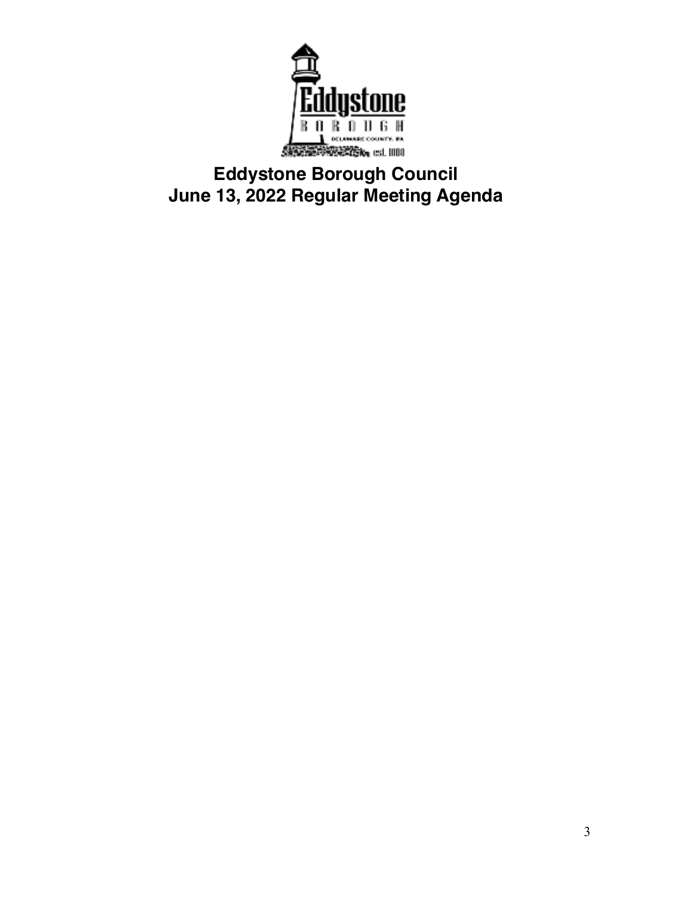# Eddystone Borough Council
# June 13, 2022 Regular Meeting Agenda